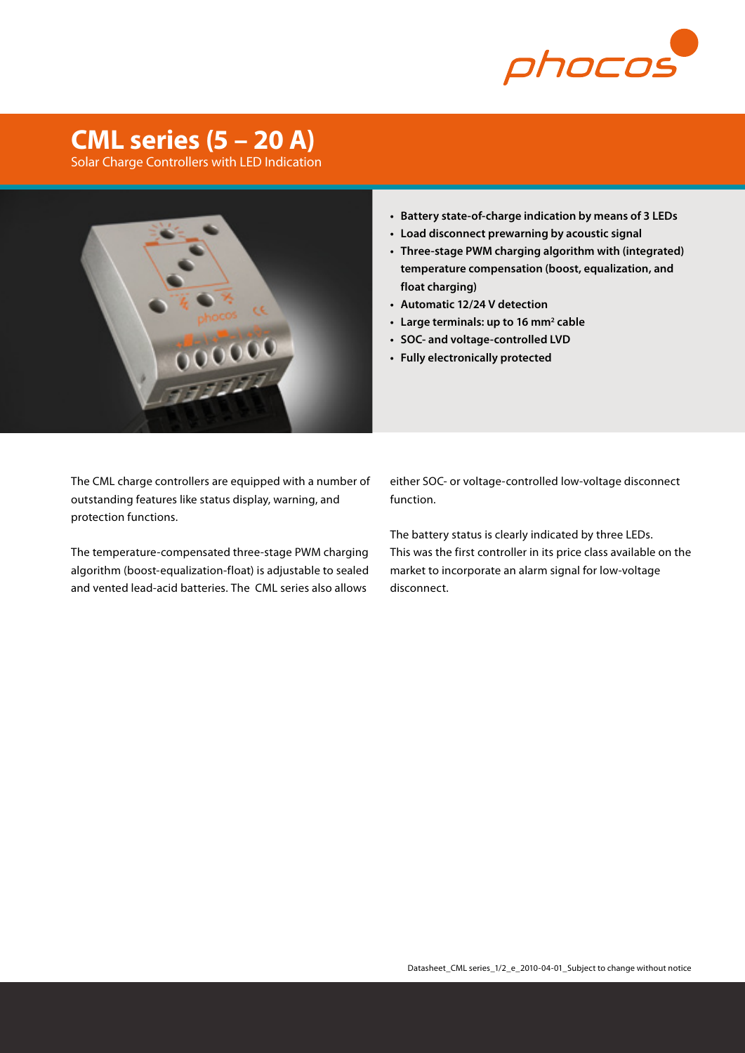# CML series (5 – 20 A)

Solar Charge Controllers with LED Indication

- **Battery state-of-charge indication by means of 3 LEDs**
- **Load disconnect prewarning by acoustic signal**
- **Three-stage PWM charging algorithm with (integrated) temperature compensation (boost, equalization, and float charging)**
- **Automatic 12/24 V detection**
- **Large terminals: up to 16 mm² cable**
- **SOC- and voltage-controlled LVD**
- **Fully electronically protected**

The CML charge controllers are equipped with a number of outstanding features like status display, warning, and protection functions.

The temperature-compensated three-stage PWM charging algorithm (boost-equalization-float) is adjustable to sealed and vented lead-acid batteries. The CML series also allows either SOC- or voltage-controlled low-voltage disconnect function.

The battery status is clearly indicated by three LEDs. This was the first controller in its price class available on the market to incorporate an alarm signal for low-voltage disconnect.

Datasheet_CML series_1/2_e_2010-04-01_Subject to change without notice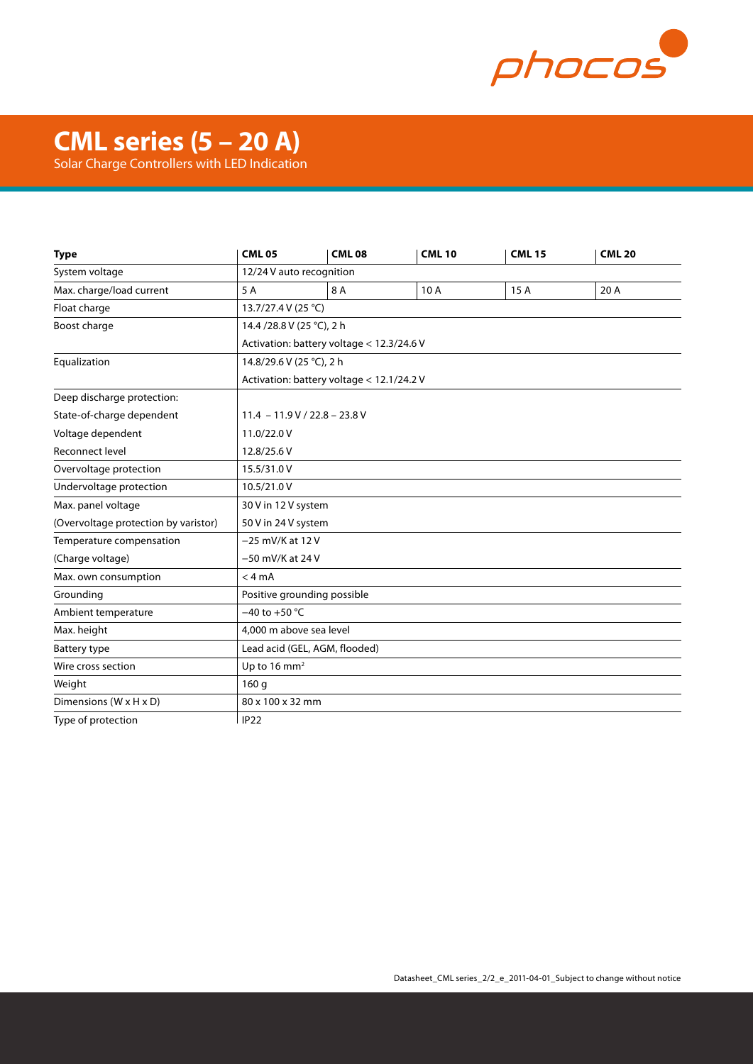# CML series (5 – 20 A)

Solar Charge Controllers with LED Indication

| Type | CML 05 | CML 08 | CML 10 | CML 15 | CML 20 |
|---|---|---|---|---|---|
| System voltage | 12/24 V auto recognition | | | | |
| Max. charge/load current | 5 A | 8 A | 10 A | 15 A | 20 A |
| Float charge | 13.7/27.4 V (25 °C) | | | | |
| Boost charge | 14.4 /28.8 V (25 °C), 2 h | | | | |
| | Activation: battery voltage < 12.3/24.6 V | | | | |
| Equalization | 14.8/29.6 V (25 °C), 2 h | | | | |
| | Activation: battery voltage < 12.1/24.2 V | | | | |
| Deep discharge protection: | | | | | |
| State-of-charge dependent | 11.4 – 11.9 V / 22.8 – 23.8 V | | | | |
| Voltage dependent | 11.0/22.0 V | | | | |
| Reconnect level | 12.8/25.6 V | | | | |
| Overvoltage protection | 15.5/31.0 V | | | | |
| Undervoltage protection | 10.5/21.0 V | | | | |
| Max. panel voltage | 30 V in 12 V system | | | | |
| (Overvoltage protection by varistor) | 50 V in 24 V system | | | | |
| Temperature compensation | −25 mV/K at 12 V | | | | |
| (Charge voltage) | −50 mV/K at 24 V | | | | |
| Max. own consumption | < 4 mA | | | | |
| Grounding | Positive grounding possible | | | | |
| Ambient temperature | −40 to +50 °C | | | | |
| Max. height | 4,000 m above sea level | | | | |
| Battery type | Lead acid (GEL, AGM, flooded) | | | | |
| Wire cross section | Up to 16 mm² | | | | |
| Weight | 160 g | | | | |
| Dimensions (W x H x D) | 80 x 100 x 32 mm | | | | |
| Type of protection | IP22 | | | | |

Datasheet_CML series_2/2_e_2011-04-01_Subject to change without notice